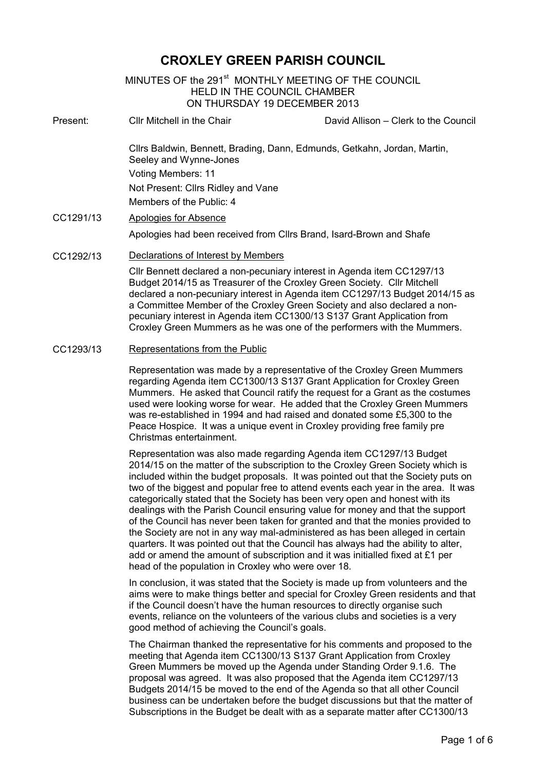# CROXLEY GREEN PARISH COUNCIL

MINUTES OF the 291st MONTHLY MEETING OF THE COUNCIL
HELD IN THE COUNCIL CHAMBER
ON THURSDAY 19 DECEMBER 2013

Present: Cllr Mitchell in the Chair — David Allison – Clerk to the Council

Cllrs Baldwin, Bennett, Brading, Dann, Edmunds, Getkahn, Jordan, Martin, Seeley and Wynne-Jones

Voting Members: 11

Not Present: Cllrs Ridley and Vane

Members of the Public: 4

**CC1291/13** Apologies for Absence

Apologies had been received from Cllrs Brand, Isard-Brown and Shafe

**CC1292/13** Declarations of Interest by Members

Cllr Bennett declared a non-pecuniary interest in Agenda item CC1297/13 Budget 2014/15 as Treasurer of the Croxley Green Society. Cllr Mitchell declared a non-pecuniary interest in Agenda item CC1297/13 Budget 2014/15 as a Committee Member of the Croxley Green Society and also declared a non-pecuniary interest in Agenda item CC1300/13 S137 Grant Application from Croxley Green Mummers as he was one of the performers with the Mummers.

**CC1293/13** Representations from the Public

Representation was made by a representative of the Croxley Green Mummers regarding Agenda item CC1300/13 S137 Grant Application for Croxley Green Mummers. He asked that Council ratify the request for a Grant as the costumes used were looking worse for wear. He added that the Croxley Green Mummers was re-established in 1994 and had raised and donated some £5,300 to the Peace Hospice. It was a unique event in Croxley providing free family pre Christmas entertainment.

Representation was also made regarding Agenda item CC1297/13 Budget 2014/15 on the matter of the subscription to the Croxley Green Society which is included within the budget proposals. It was pointed out that the Society puts on two of the biggest and popular free to attend events each year in the area. It was categorically stated that the Society has been very open and honest with its dealings with the Parish Council ensuring value for money and that the support of the Council has never been taken for granted and that the monies provided to the Society are not in any way mal-administered as has been alleged in certain quarters. It was pointed out that the Council has always had the ability to alter, add or amend the amount of subscription and it was initialled fixed at £1 per head of the population in Croxley who were over 18.

In conclusion, it was stated that the Society is made up from volunteers and the aims were to make things better and special for Croxley Green residents and that if the Council doesn't have the human resources to directly organise such events, reliance on the volunteers of the various clubs and societies is a very good method of achieving the Council's goals.

The Chairman thanked the representative for his comments and proposed to the meeting that Agenda item CC1300/13 S137 Grant Application from Croxley Green Mummers be moved up the Agenda under Standing Order 9.1.6. The proposal was agreed. It was also proposed that the Agenda item CC1297/13 Budgets 2014/15 be moved to the end of the Agenda so that all other Council business can be undertaken before the budget discussions but that the matter of Subscriptions in the Budget be dealt with as a separate matter after CC1300/13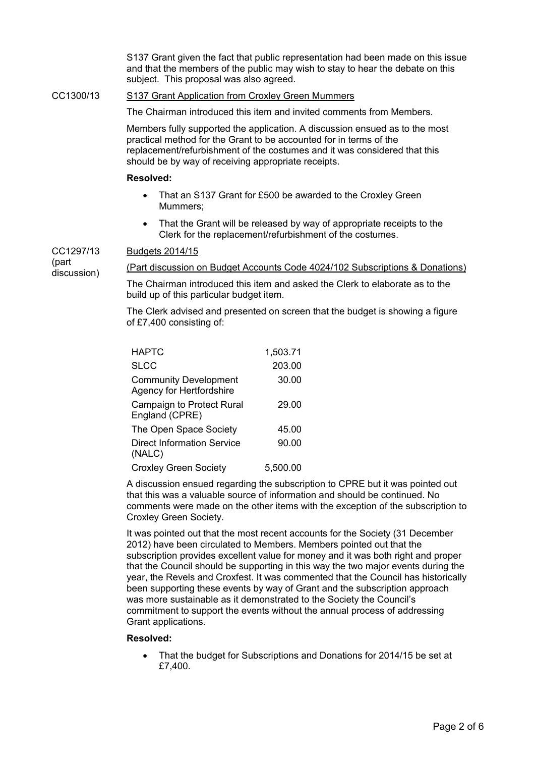S137 Grant given the fact that public representation had been made on this issue and that the members of the public may wish to stay to hear the debate on this subject. This proposal was also agreed.

CC1300/13 **S137 Grant Application from Croxley Green Mummers**

The Chairman introduced this item and invited comments from Members.

Members fully supported the application. A discussion ensued as to the most practical method for the Grant to be accounted for in terms of the replacement/refurbishment of the costumes and it was considered that this should be by way of receiving appropriate receipts.

**Resolved:**

- That an S137 Grant for £500 be awarded to the Croxley Green Mummers;
- That the Grant will be released by way of appropriate receipts to the Clerk for the replacement/refurbishment of the costumes.

CC1297/13 (part discussion) **Budgets 2014/15**

(Part discussion on Budget Accounts Code 4024/102 Subscriptions & Donations)

The Chairman introduced this item and asked the Clerk to elaborate as to the build up of this particular budget item.

The Clerk advised and presented on screen that the budget is showing a figure of £7,400 consisting of:

| | |
|---|---|
| HAPTC | 1,503.71 |
| SLCC | 203.00 |
| Community Development Agency for Hertfordshire | 30.00 |
| Campaign to Protect Rural England (CPRE) | 29.00 |
| The Open Space Society | 45.00 |
| Direct Information Service (NALC) | 90.00 |
| Croxley Green Society | 5,500.00 |

A discussion ensued regarding the subscription to CPRE but it was pointed out that this was a valuable source of information and should be continued. No comments were made on the other items with the exception of the subscription to Croxley Green Society.

It was pointed out that the most recent accounts for the Society (31 December 2012) have been circulated to Members. Members pointed out that the subscription provides excellent value for money and it was both right and proper that the Council should be supporting in this way the two major events during the year, the Revels and Croxfest. It was commented that the Council has historically been supporting these events by way of Grant and the subscription approach was more sustainable as it demonstrated to the Society the Council's commitment to support the events without the annual process of addressing Grant applications.

**Resolved:**

- That the budget for Subscriptions and Donations for 2014/15 be set at £7,400.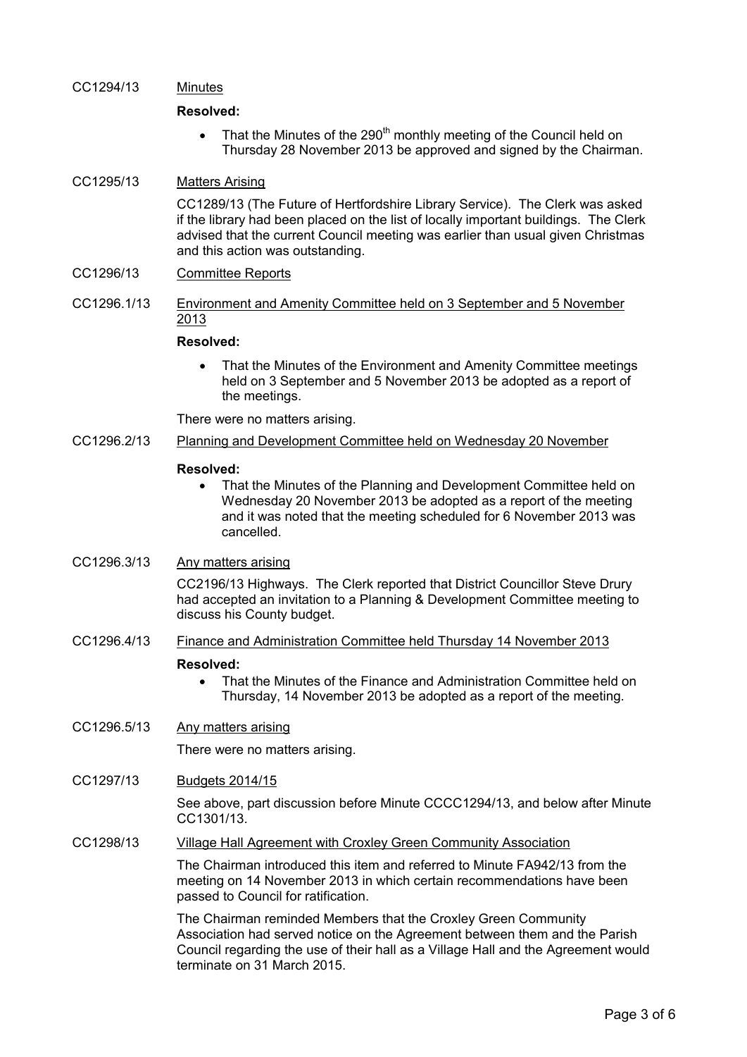CC1294/13 Minutes

**Resolved:**

- That the Minutes of the 290th monthly meeting of the Council held on Thursday 28 November 2013 be approved and signed by the Chairman.

CC1295/13 Matters Arising

CC1289/13 (The Future of Hertfordshire Library Service). The Clerk was asked if the library had been placed on the list of locally important buildings. The Clerk advised that the current Council meeting was earlier than usual given Christmas and this action was outstanding.

CC1296/13 Committee Reports

CC1296.1/13 Environment and Amenity Committee held on 3 September and 5 November 2013

**Resolved:**

- That the Minutes of the Environment and Amenity Committee meetings held on 3 September and 5 November 2013 be adopted as a report of the meetings.

There were no matters arising.

CC1296.2/13 Planning and Development Committee held on Wednesday 20 November

**Resolved:**

- That the Minutes of the Planning and Development Committee held on Wednesday 20 November 2013 be adopted as a report of the meeting and it was noted that the meeting scheduled for 6 November 2013 was cancelled.

CC1296.3/13 Any matters arising

CC2196/13 Highways. The Clerk reported that District Councillor Steve Drury had accepted an invitation to a Planning & Development Committee meeting to discuss his County budget.

CC1296.4/13 Finance and Administration Committee held Thursday 14 November 2013

**Resolved:**

- That the Minutes of the Finance and Administration Committee held on Thursday, 14 November 2013 be adopted as a report of the meeting.

CC1296.5/13 Any matters arising

There were no matters arising.

CC1297/13 Budgets 2014/15

See above, part discussion before Minute CCCC1294/13, and below after Minute CC1301/13.

CC1298/13 Village Hall Agreement with Croxley Green Community Association

The Chairman introduced this item and referred to Minute FA942/13 from the meeting on 14 November 2013 in which certain recommendations have been passed to Council for ratification.

The Chairman reminded Members that the Croxley Green Community Association had served notice on the Agreement between them and the Parish Council regarding the use of their hall as a Village Hall and the Agreement would terminate on 31 March 2015.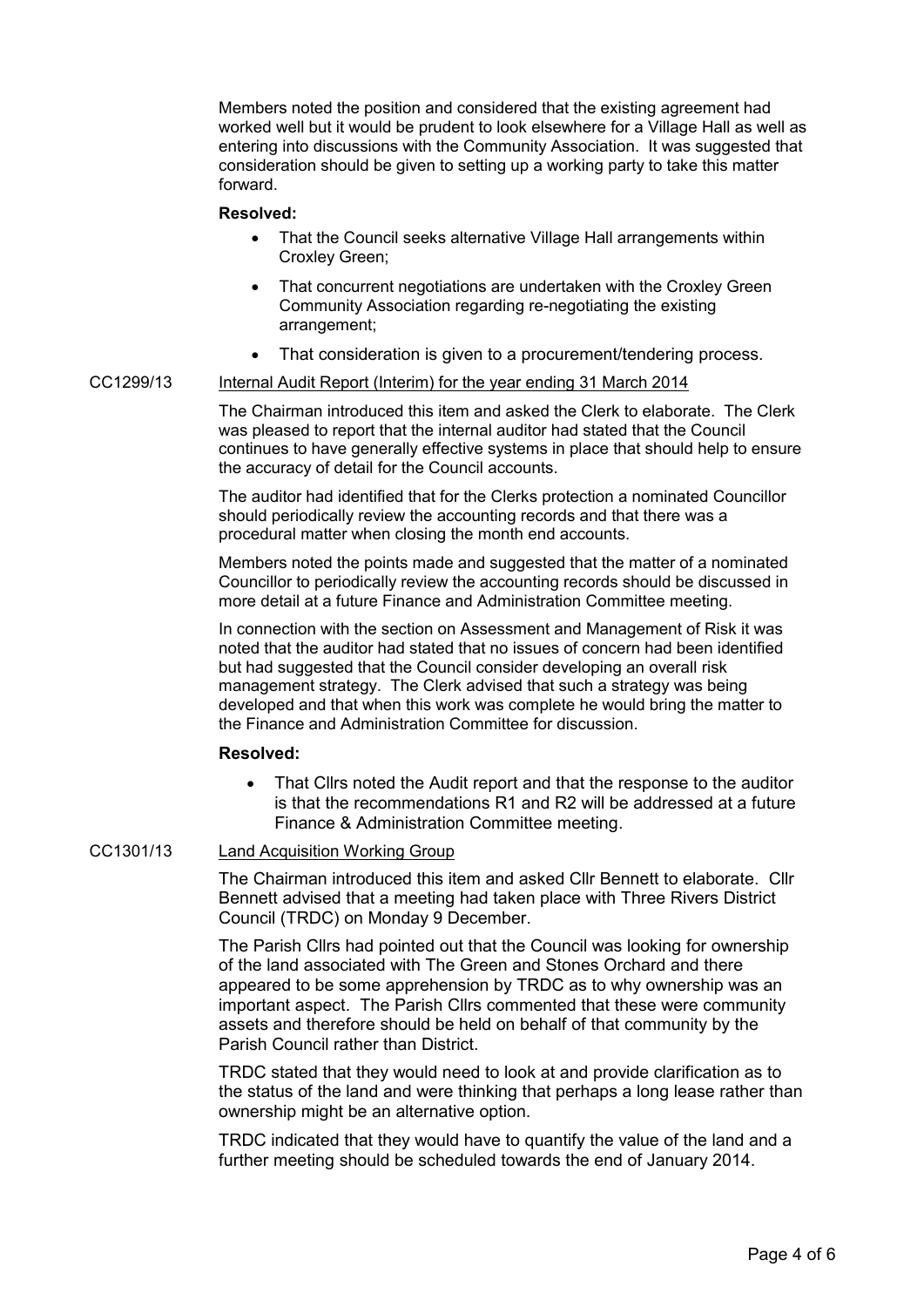Members noted the position and considered that the existing agreement had worked well but it would be prudent to look elsewhere for a Village Hall as well as entering into discussions with the Community Association. It was suggested that consideration should be given to setting up a working party to take this matter forward.

**Resolved:**

- That the Council seeks alternative Village Hall arrangements within Croxley Green;
- That concurrent negotiations are undertaken with the Croxley Green Community Association regarding re-negotiating the existing arrangement;
- That consideration is given to a procurement/tendering process.

CC1299/13 Internal Audit Report (Interim) for the year ending 31 March 2014

The Chairman introduced this item and asked the Clerk to elaborate. The Clerk was pleased to report that the internal auditor had stated that the Council continues to have generally effective systems in place that should help to ensure the accuracy of detail for the Council accounts.

The auditor had identified that for the Clerks protection a nominated Councillor should periodically review the accounting records and that there was a procedural matter when closing the month end accounts.

Members noted the points made and suggested that the matter of a nominated Councillor to periodically review the accounting records should be discussed in more detail at a future Finance and Administration Committee meeting.

In connection with the section on Assessment and Management of Risk it was noted that the auditor had stated that no issues of concern had been identified but had suggested that the Council consider developing an overall risk management strategy. The Clerk advised that such a strategy was being developed and that when this work was complete he would bring the matter to the Finance and Administration Committee for discussion.

**Resolved:**

- That Cllrs noted the Audit report and that the response to the auditor is that the recommendations R1 and R2 will be addressed at a future Finance & Administration Committee meeting.

CC1301/13 Land Acquisition Working Group

The Chairman introduced this item and asked Cllr Bennett to elaborate. Cllr Bennett advised that a meeting had taken place with Three Rivers District Council (TRDC) on Monday 9 December.

The Parish Cllrs had pointed out that the Council was looking for ownership of the land associated with The Green and Stones Orchard and there appeared to be some apprehension by TRDC as to why ownership was an important aspect. The Parish Cllrs commented that these were community assets and therefore should be held on behalf of that community by the Parish Council rather than District.

TRDC stated that they would need to look at and provide clarification as to the status of the land and were thinking that perhaps a long lease rather than ownership might be an alternative option.

TRDC indicated that they would have to quantify the value of the land and a further meeting should be scheduled towards the end of January 2014.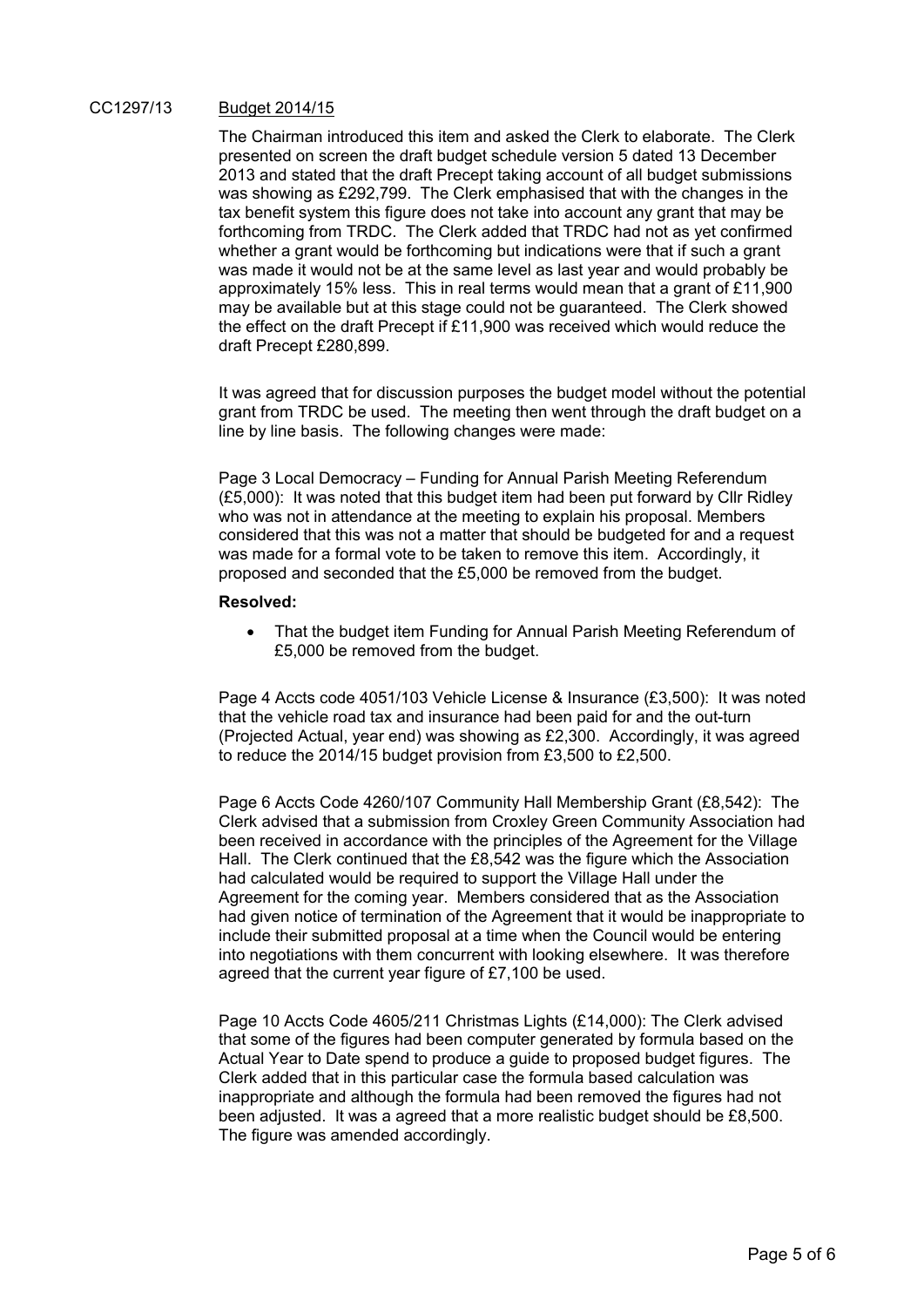CC1297/13 <u>Budget 2014/15</u>

The Chairman introduced this item and asked the Clerk to elaborate. The Clerk presented on screen the draft budget schedule version 5 dated 13 December 2013 and stated that the draft Precept taking account of all budget submissions was showing as £292,799. The Clerk emphasised that with the changes in the tax benefit system this figure does not take into account any grant that may be forthcoming from TRDC. The Clerk added that TRDC had not as yet confirmed whether a grant would be forthcoming but indications were that if such a grant was made it would not be at the same level as last year and would probably be approximately 15% less. This in real terms would mean that a grant of £11,900 may be available but at this stage could not be guaranteed. The Clerk showed the effect on the draft Precept if £11,900 was received which would reduce the draft Precept £280,899.

It was agreed that for discussion purposes the budget model without the potential grant from TRDC be used. The meeting then went through the draft budget on a line by line basis. The following changes were made:

Page 3 Local Democracy – Funding for Annual Parish Meeting Referendum (£5,000): It was noted that this budget item had been put forward by Cllr Ridley who was not in attendance at the meeting to explain his proposal. Members considered that this was not a matter that should be budgeted for and a request was made for a formal vote to be taken to remove this item. Accordingly, it proposed and seconded that the £5,000 be removed from the budget.

**Resolved:**

- That the budget item Funding for Annual Parish Meeting Referendum of £5,000 be removed from the budget.

Page 4 Accts code 4051/103 Vehicle License & Insurance (£3,500): It was noted that the vehicle road tax and insurance had been paid for and the out-turn (Projected Actual, year end) was showing as £2,300. Accordingly, it was agreed to reduce the 2014/15 budget provision from £3,500 to £2,500.

Page 6 Accts Code 4260/107 Community Hall Membership Grant (£8,542): The Clerk advised that a submission from Croxley Green Community Association had been received in accordance with the principles of the Agreement for the Village Hall. The Clerk continued that the £8,542 was the figure which the Association had calculated would be required to support the Village Hall under the Agreement for the coming year. Members considered that as the Association had given notice of termination of the Agreement that it would be inappropriate to include their submitted proposal at a time when the Council would be entering into negotiations with them concurrent with looking elsewhere. It was therefore agreed that the current year figure of £7,100 be used.

Page 10 Accts Code 4605/211 Christmas Lights (£14,000): The Clerk advised that some of the figures had been computer generated by formula based on the Actual Year to Date spend to produce a guide to proposed budget figures. The Clerk added that in this particular case the formula based calculation was inappropriate and although the formula had been removed the figures had not been adjusted. It was a agreed that a more realistic budget should be £8,500. The figure was amended accordingly.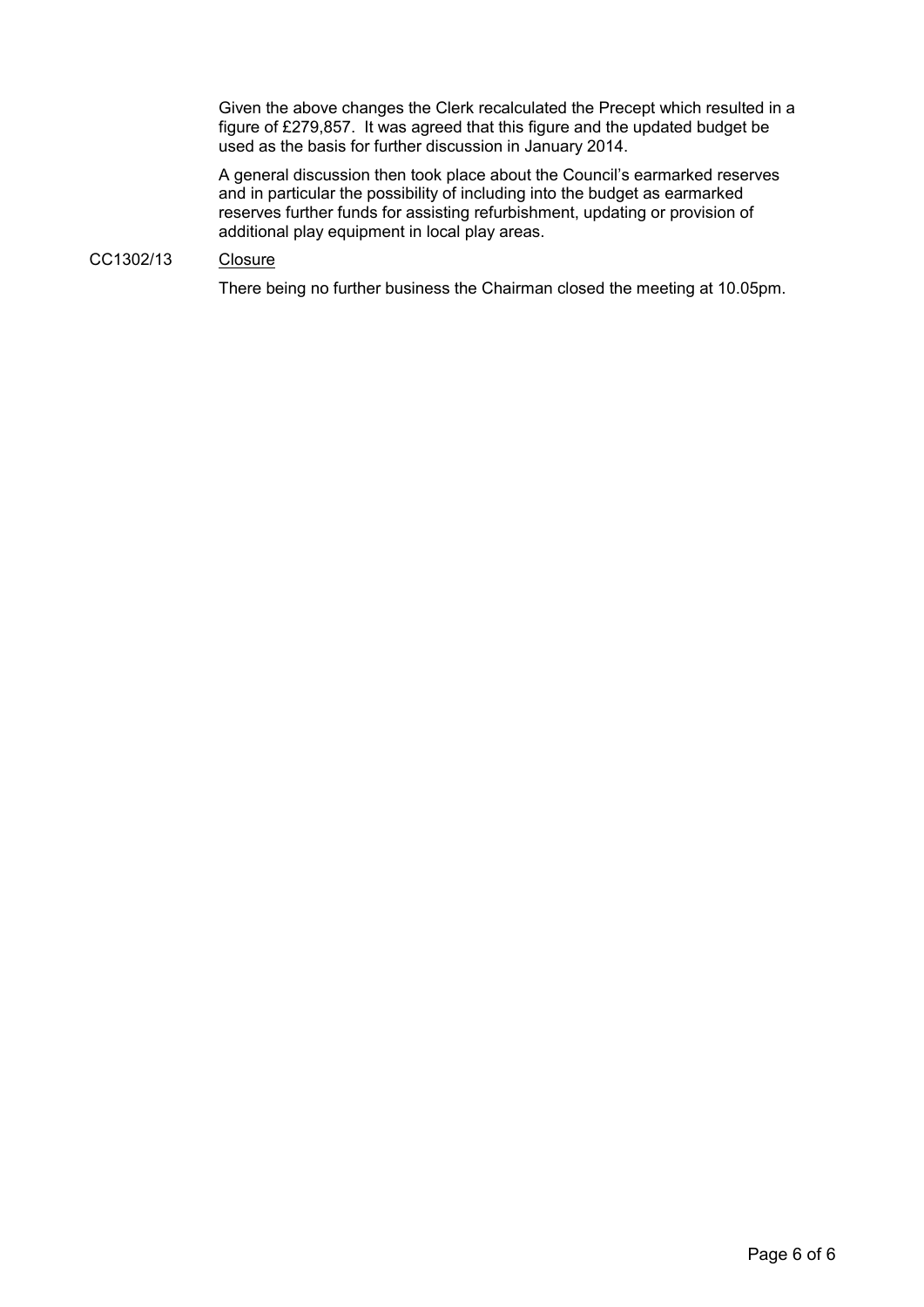Given the above changes the Clerk recalculated the Precept which resulted in a figure of £279,857. It was agreed that this figure and the updated budget be used as the basis for further discussion in January 2014.

A general discussion then took place about the Council's earmarked reserves and in particular the possibility of including into the budget as earmarked reserves further funds for assisting refurbishment, updating or provision of additional play equipment in local play areas.

CC1302/13 Closure

There being no further business the Chairman closed the meeting at 10.05pm.